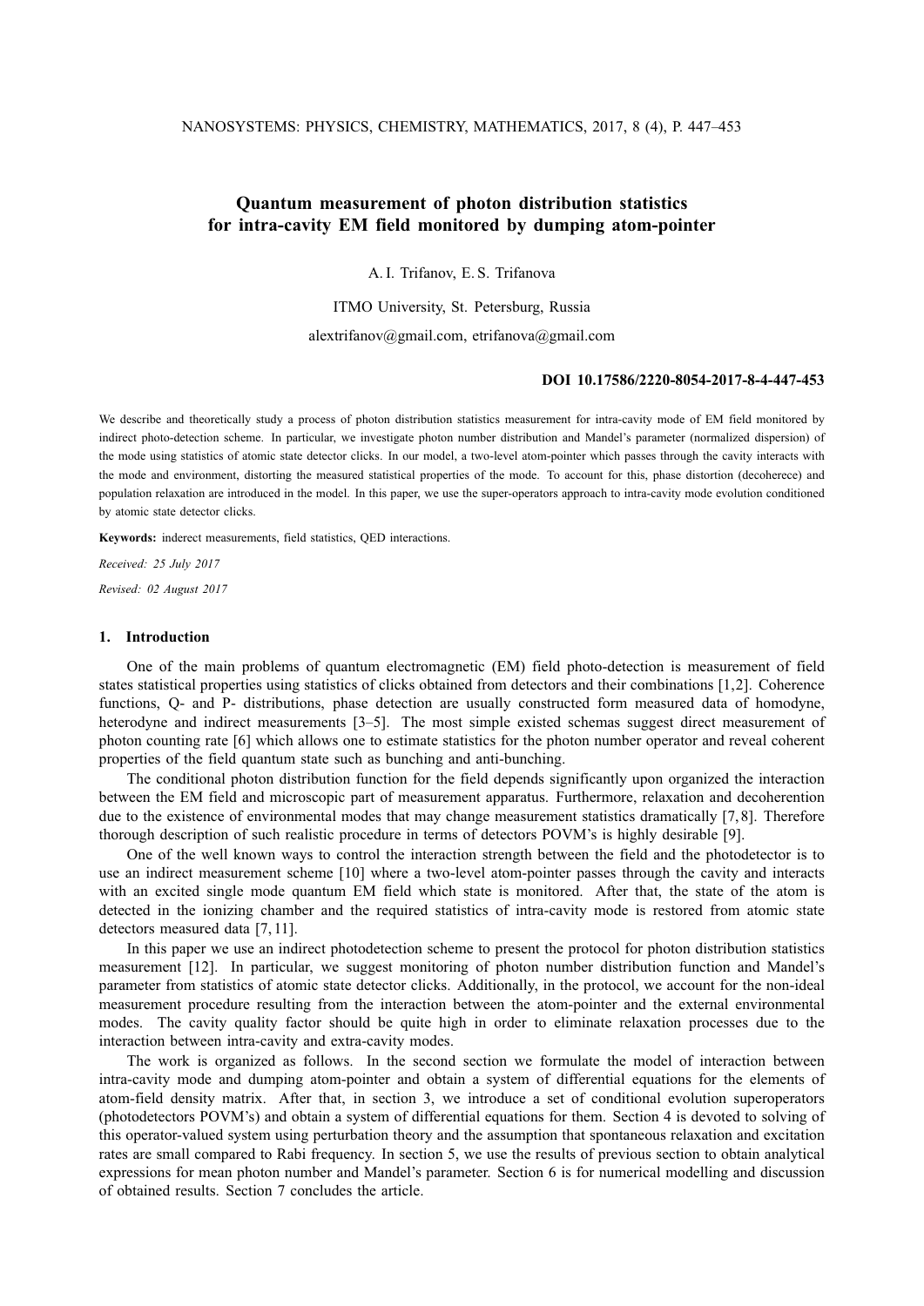# Quantum measurement of photon distribution statistics for intra-cavity EM field monitored by dumping atom-pointer

A. I. Trifanov, E. S. Trifanova

ITMO University, St. Petersburg, Russia

alextrifanov@gmail.com, etrifanova@gmail.com

**DOI 10.17586/2220-8054-2017-8-4-447-453**

We describe and theoretically study a process of photon distribution statistics measurement for intra-cavity mode of EM field monitored by indirect photo-detection scheme. In particular, we investigate photon number distribution and Mandel's parameter (normalized dispersion) of the mode using statistics of atomic state detector clicks. In our model, a two-level atom-pointer which passes through the cavity interacts with the mode and environment, distorting the measured statistical properties of the mode. To account for this, phase distortion (decoherece) and population relaxation are introduced in the model. In this paper, we use the super-operators approach to intra-cavity mode evolution conditioned by atomic state detector clicks.

**Keywords:** inderect measurements, field statistics, QED interactions.

*Received: 25 July 2017*

*Revised: 02 August 2017*

## 1. Introduction

One of the main problems of quantum electromagnetic (EM) field photo-detection is measurement of field states statistical properties using statistics of clicks obtained from detectors and their combinations [1,2]. Coherence functions, Q- and P- distributions, phase detection are usually constructed form measured data of homodyne, heterodyne and indirect measurements [3–5]. The most simple existed schemas suggest direct measurement of photon counting rate [6] which allows one to estimate statistics for the photon number operator and reveal coherent properties of the field quantum state such as bunching and anti-bunching.

The conditional photon distribution function for the field depends significantly upon organized the interaction between the EM field and microscopic part of measurement apparatus. Furthermore, relaxation and decoherention due to the existence of environmental modes that may change measurement statistics dramatically [7,8]. Therefore thorough description of such realistic procedure in terms of detectors POVM's is highly desirable [9].

One of the well known ways to control the interaction strength between the field and the photodetector is to use an indirect measurement scheme [10] where a two-level atom-pointer passes through the cavity and interacts with an excited single mode quantum EM field which state is monitored. After that, the state of the atom is detected in the ionizing chamber and the required statistics of intra-cavity mode is restored from atomic state detectors measured data [7,11].

In this paper we use an indirect photodetection scheme to present the protocol for photon distribution statistics measurement [12]. In particular, we suggest monitoring of photon number distribution function and Mandel's parameter from statistics of atomic state detector clicks. Additionally, in the protocol, we account for the non-ideal measurement procedure resulting from the interaction between the atom-pointer and the external environmental modes. The cavity quality factor should be quite high in order to eliminate relaxation processes due to the interaction between intra-cavity and extra-cavity modes.

The work is organized as follows. In the second section we formulate the model of interaction between intra-cavity mode and dumping atom-pointer and obtain a system of differential equations for the elements of atom-field density matrix. After that, in section 3, we introduce a set of conditional evolution superoperators (photodetectors POVM's) and obtain a system of differential equations for them. Section 4 is devoted to solving of this operator-valued system using perturbation theory and the assumption that spontaneous relaxation and excitation rates are small compared to Rabi frequency. In section 5, we use the results of previous section to obtain analytical expressions for mean photon number and Mandel's parameter. Section 6 is for numerical modelling and discussion of obtained results. Section 7 concludes the article.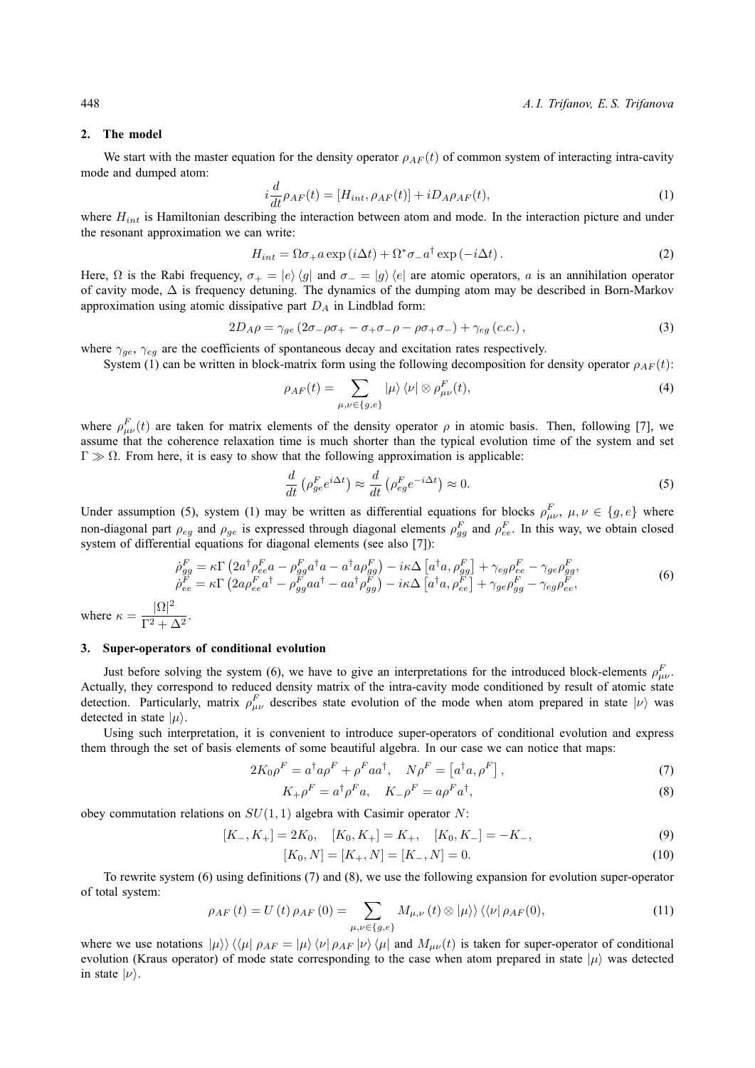## 2. The model

We start with the master equation for the density operator $\rho_{AF}(t)$ of common system of interacting intra-cavity mode and dumped atom:

$$i\frac{d}{dt}\rho_{AF}(t) = [H_{int}, \rho_{AF}(t)] + iD_A\rho_{AF}(t), \tag{1}$$

where $H_{int}$ is Hamiltonian describing the interaction between atom and mode. In the interaction picture and under the resonant approximation we can write:

$$H_{int} = \Omega\sigma_+ a\exp(i\Delta t) + \Omega^*\sigma_- a^\dagger \exp(-i\Delta t). \tag{2}$$

Here, $\Omega$ is the Rabi frequency, $\sigma_+ = |e\rangle\langle g|$ and $\sigma_- = |g\rangle\langle e|$ are atomic operators, $a$ is an annihilation operator of cavity mode, $\Delta$ is frequency detuning. The dynamics of the dumping atom may be described in Born-Markov approximation using atomic dissipative part $D_A$ in Lindblad form:

$$2D_A\rho = \gamma_{ge}(2\sigma_-\rho\sigma_+ - \sigma_+\sigma_-\rho - \rho\sigma_+\sigma_-) + \gamma_{eg}(c.c.), \tag{3}$$

where $\gamma_{ge}$, $\gamma_{eg}$ are the coefficients of spontaneous decay and excitation rates respectively.

System (1) can be written in block-matrix form using the following decomposition for density operator $\rho_{AF}(t)$:

$$\rho_{AF}(t) = \sum_{\mu,\nu\in\{g,e\}} |\mu\rangle\langle\nu| \otimes \rho^F_{\mu\nu}(t), \tag{4}$$

where $\rho^F_{\mu\nu}(t)$ are taken for matrix elements of the density operator $\rho$ in atomic basis. Then, following [7], we assume that the coherence relaxation time is much shorter than the typical evolution time of the system and set $\Gamma \gg \Omega$. From here, it is easy to show that the following approximation is applicable:

$$\frac{d}{dt}\left(\rho^F_{ge}e^{i\Delta t}\right) \approx \frac{d}{dt}\left(\rho^F_{eg}e^{-i\Delta t}\right) \approx 0. \tag{5}$$

Under assumption (5), system (1) may be written as differential equations for blocks $\rho^F_{\mu\nu}$, $\mu,\nu \in \{g,e\}$ where non-diagonal part $\rho_{eg}$ and $\rho_{ge}$ is expressed through diagonal elements $\rho^F_{gg}$ and $\rho^F_{ee}$. In this way, we obtain closed system of differential equations for diagonal elements (see also [7]):

$$\begin{aligned}
\dot{\rho}^F_{gg} &= \kappa\Gamma\left(2a^\dagger\rho^F_{ee}a - \rho^F_{gg}a^\dagger a - a^\dagger a\rho^F_{gg}\right) - i\kappa\Delta\left[a^\dagger a, \rho^F_{gg}\right] + \gamma_{eg}\rho^F_{ee} - \gamma_{ge}\rho^F_{gg}, \\
\dot{\rho}^F_{ee} &= \kappa\Gamma\left(2a\rho^F_{ee}a^\dagger - \rho^F_{gg}aa^\dagger - aa^\dagger\rho^F_{gg}\right) - i\kappa\Delta\left[a^\dagger a, \rho^F_{ee}\right] + \gamma_{ge}\rho^F_{gg} - \gamma_{eg}\rho^F_{ee},
\end{aligned} \tag{6}$$

where $\kappa = \dfrac{|\Omega|^2}{\Gamma^2 + \Delta^2}$.

## 3. Super-operators of conditional evolution

Just before solving the system (6), we have to give an interpretations for the introduced block-elements $\rho^F_{\mu\nu}$. Actually, they correspond to reduced density matrix of the intra-cavity mode conditioned by result of atomic state detection. Particularly, matrix $\rho^F_{\mu\nu}$ describes state evolution of the mode when atom prepared in state $|\nu\rangle$ was detected in state $|\mu\rangle$.

Using such interpretation, it is convenient to introduce super-operators of conditional evolution and express them through the set of basis elements of some beautiful algebra. In our case we can notice that maps:

$$2K_0\rho^F = a^\dagger a\rho^F + \rho^F aa^\dagger, \quad N\rho^F = \left[a^\dagger a, \rho^F\right], \tag{7}$$

$$K_+\rho^F = a^\dagger\rho^F a, \quad K_-\rho^F = a\rho^F a^\dagger, \tag{8}$$

obey commutation relations on $SU(1,1)$ algebra with Casimir operator $N$:

$$[K_-, K_+] = 2K_0, \quad [K_0, K_+] = K_+, \quad [K_0, K_-] = -K_-, \tag{9}$$

$$[K_0, N] = [K_+, N] = [K_-, N] = 0. \tag{10}$$

To rewrite system (6) using definitions (7) and (8), we use the following expansion for evolution super-operator of total system:

$$\rho_{AF}(t) = U(t)\rho_{AF}(0) = \sum_{\mu,\nu\in\{g,e\}} M_{\mu,\nu}(t) \otimes |\mu\rangle\rangle\langle\langle\nu|\rho_{AF}(0), \tag{11}$$

where we use notations $|\mu\rangle\rangle\langle\langle\mu|\rho_{AF} = |\mu\rangle\langle\nu|\rho_{AF}|\nu\rangle\langle\mu|$ and $M_{\mu\nu}(t)$ is taken for super-operator of conditional evolution (Kraus operator) of mode state corresponding to the case when atom prepared in state $|\mu\rangle$ was detected in state $|\nu\rangle$.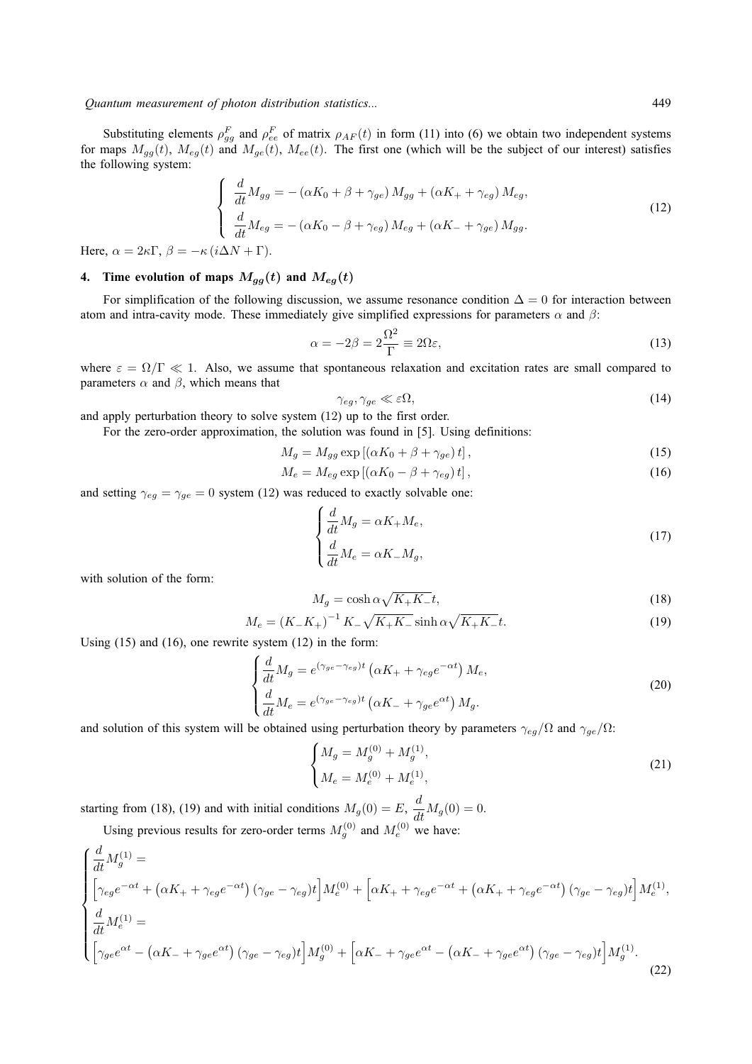Substituting elements $\rho_{gg}^F$ and $\rho_{ee}^F$ of matrix $\rho_{AF}(t)$ in form (11) into (6) we obtain two independent systems for maps $M_{gg}(t)$, $M_{eg}(t)$ and $M_{ge}(t)$, $M_{ee}(t)$. The first one (which will be the subject of our interest) satisfies the following system:

$$
\begin{cases}
\dfrac{d}{dt}M_{gg} = -\left(\alpha K_0 + \beta + \gamma_{ge}\right) M_{gg} + \left(\alpha K_+ + \gamma_{eg}\right) M_{eg}, \\
\dfrac{d}{dt}M_{eg} = -\left(\alpha K_0 - \beta + \gamma_{eg}\right) M_{eg} + \left(\alpha K_- + \gamma_{ge}\right) M_{gg}.
\end{cases}
\tag{12}
$$

Here, $\alpha = 2\kappa\Gamma$, $\beta = -\kappa\left(i\Delta N + \Gamma\right)$.

## 4. Time evolution of maps $M_{gg}(t)$ and $M_{eg}(t)$

For simplification of the following discussion, we assume resonance condition $\Delta = 0$ for interaction between atom and intra-cavity mode. These immediately give simplified expressions for parameters $\alpha$ and $\beta$:

$$
\alpha = -2\beta = 2\frac{\Omega^2}{\Gamma} \equiv 2\Omega\varepsilon,
\tag{13}
$$

where $\varepsilon = \Omega/\Gamma \ll 1$. Also, we assume that spontaneous relaxation and excitation rates are small compared to parameters $\alpha$ and $\beta$, which means that

$$
\gamma_{eg}, \gamma_{ge} \ll \varepsilon\Omega,
\tag{14}
$$

and apply perturbation theory to solve system (12) up to the first order.

For the zero-order approximation, the solution was found in [5]. Using definitions:

$$
M_g = M_{gg} \exp\left[\left(\alpha K_0 + \beta + \gamma_{ge}\right) t\right],
\tag{15}
$$

$$
M_e = M_{eg} \exp\left[\left(\alpha K_0 - \beta + \gamma_{eg}\right) t\right],
\tag{16}
$$

and setting $\gamma_{eg} = \gamma_{ge} = 0$ system (12) was reduced to exactly solvable one:

$$
\begin{cases}
\dfrac{d}{dt}M_g = \alpha K_+ M_e, \\
\dfrac{d}{dt}M_e = \alpha K_- M_g,
\end{cases}
\tag{17}
$$

with solution of the form:

$$
M_g = \cosh \alpha\sqrt{K_+K_-}t,
\tag{18}
$$

$$
M_e = \left(K_-K_+\right)^{-1} K_- \sqrt{K_+K_-} \sinh \alpha\sqrt{K_+K_-}t.
\tag{19}
$$

Using (15) and (16), one rewrite system (12) in the form:

$$
\begin{cases}
\dfrac{d}{dt}M_g = e^{(\gamma_{ge}-\gamma_{eg})t}\left(\alpha K_+ + \gamma_{eg}e^{-\alpha t}\right) M_e, \\
\dfrac{d}{dt}M_e = e^{(\gamma_{ge}-\gamma_{eg})t}\left(\alpha K_- + \gamma_{ge}e^{\alpha t}\right) M_g.
\end{cases}
\tag{20}
$$

and solution of this system will be obtained using perturbation theory by parameters $\gamma_{eg}/\Omega$ and $\gamma_{ge}/\Omega$:

$$
\begin{cases}
M_g = M_g^{(0)} + M_g^{(1)}, \\
M_e = M_e^{(0)} + M_e^{(1)},
\end{cases}
\tag{21}
$$

starting from (18), (19) and with initial conditions $M_g(0) = E$, $\dfrac{d}{dt}M_g(0) = 0$.

Using previous results for zero-order terms $M_g^{(0)}$ and $M_e^{(0)}$ we have:

$$
\begin{cases}
\dfrac{d}{dt}M_g^{(1)} = \\
\Big[\gamma_{eg}e^{-\alpha t} + \left(\alpha K_+ + \gamma_{eg}e^{-\alpha t}\right)\left(\gamma_{ge} - \gamma_{eg}\right)t\Big] M_e^{(0)} + \Big[\alpha K_+ + \gamma_{eg}e^{-\alpha t} + \left(\alpha K_+ + \gamma_{eg}e^{-\alpha t}\right)\left(\gamma_{ge} - \gamma_{eg}\right)t\Big] M_e^{(1)}, \\
\dfrac{d}{dt}M_e^{(1)} = \\
\Big[\gamma_{ge}e^{\alpha t} - \left(\alpha K_- + \gamma_{ge}e^{\alpha t}\right)\left(\gamma_{ge} - \gamma_{eg}\right)t\Big] M_g^{(0)} + \Big[\alpha K_- + \gamma_{ge}e^{\alpha t} - \left(\alpha K_- + \gamma_{ge}e^{\alpha t}\right)\left(\gamma_{ge} - \gamma_{eg}\right)t\Big] M_g^{(1)}.
\end{cases}
\tag{22}
$$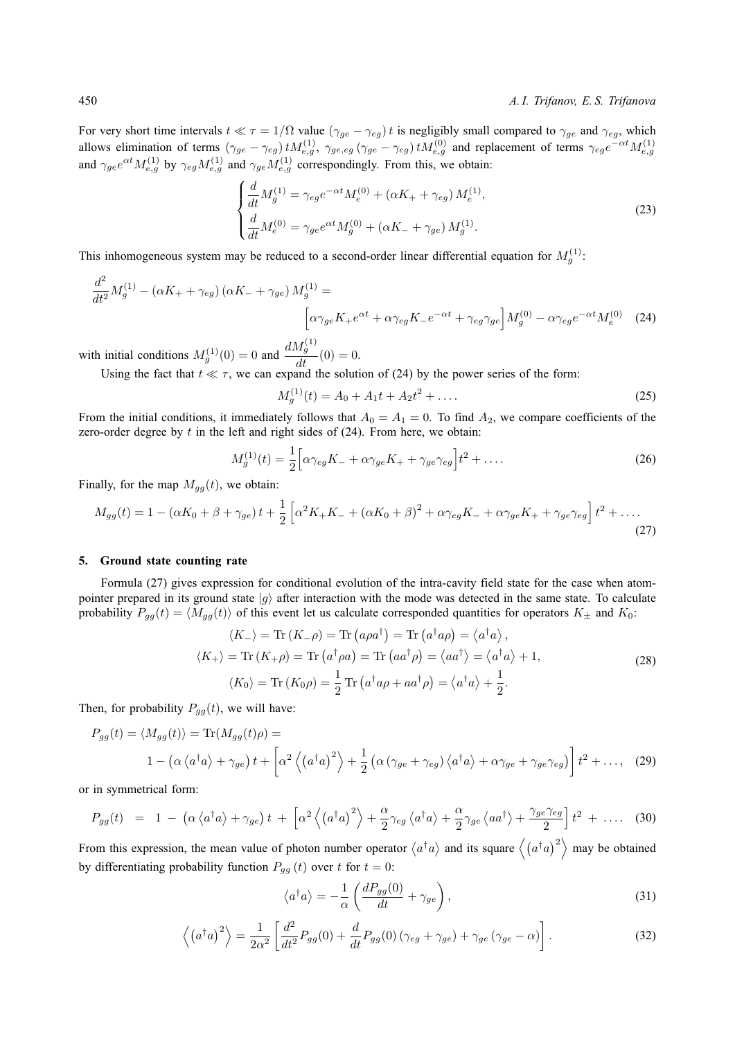For very short time intervals $t \ll \tau = 1/\Omega$ value $(\gamma_{ge} - \gamma_{eg})\, t$ is negligibly small compared to $\gamma_{ge}$ and $\gamma_{eg}$, which allows elimination of terms $(\gamma_{ge} - \gamma_{eg})\, t M_{e,g}^{(1)}$, $\gamma_{ge,eg}\,(\gamma_{ge} - \gamma_{eg})\, t M_{e,g}^{(0)}$ and replacement of terms $\gamma_{eg} e^{-\alpha t} M_{e,g}^{(1)}$ and $\gamma_{ge} e^{\alpha t} M_{e,g}^{(1)}$ by $\gamma_{eg} M_{e,g}^{(1)}$ and $\gamma_{ge} M_{e,g}^{(1)}$ correspondingly. From this, we obtain:

$$
\begin{cases}
\dfrac{d}{dt} M_g^{(1)} = \gamma_{eg} e^{-\alpha t} M_e^{(0)} + (\alpha K_+ + \gamma_{eg})\, M_e^{(1)}, \\
\dfrac{d}{dt} M_e^{(0)} = \gamma_{ge} e^{\alpha t} M_g^{(0)} + (\alpha K_- + \gamma_{ge})\, M_g^{(1)}.
\end{cases}
\tag{23}
$$

This inhomogeneous system may be reduced to a second-order linear differential equation for $M_g^{(1)}$:

$$
\frac{d^2}{dt^2} M_g^{(1)} - (\alpha K_+ + \gamma_{eg})(\alpha K_- + \gamma_{ge})\, M_g^{(1)} = \Big[\alpha \gamma_{ge} K_+ e^{\alpha t} + \alpha \gamma_{eg} K_- e^{-\alpha t} + \gamma_{eg}\gamma_{ge}\Big] M_g^{(0)} - \alpha \gamma_{eg} e^{-\alpha t} M_e^{(0)} \tag{24}
$$

with initial conditions $M_g^{(1)}(0) = 0$ and $\dfrac{dM_g^{(1)}}{dt}(0) = 0$.

Using the fact that $t \ll \tau$, we can expand the solution of (24) by the power series of the form:

$$
M_g^{(1)}(t) = A_0 + A_1 t + A_2 t^2 + \ldots. \tag{25}
$$

From the initial conditions, it immediately follows that $A_0 = A_1 = 0$. To find $A_2$, we compare coefficients of the zero-order degree by $t$ in the left and right sides of (24). From here, we obtain:

$$
M_g^{(1)}(t) = \frac{1}{2}\Big[\alpha \gamma_{eg} K_- + \alpha \gamma_{ge} K_+ + \gamma_{ge}\gamma_{eg}\Big] t^2 + \ldots. \tag{26}
$$

Finally, for the map $M_{gg}(t)$, we obtain:

$$
M_{gg}(t) = 1 - (\alpha K_0 + \beta + \gamma_{ge})\, t + \frac{1}{2}\left[\alpha^2 K_+ K_- + (\alpha K_0 + \beta)^2 + \alpha \gamma_{eg} K_- + \alpha \gamma_{ge} K_+ + \gamma_{ge}\gamma_{eg}\right] t^2 + \ldots. \tag{27}
$$

### 5. Ground state counting rate

Formula (27) gives expression for conditional evolution of the intra-cavity field state for the case when atom-pointer prepared in its ground state $|g\rangle$ after interaction with the mode was detected in the same state. To calculate probability $P_{gg}(t) = \langle M_{gg}(t)\rangle$ of this event let us calculate corresponded quantities for operators $K_\pm$ and $K_0$:

$$
\begin{aligned}
\langle K_- \rangle &= \operatorname{Tr}(K_- \rho) = \operatorname{Tr}\left(a \rho a^\dagger\right) = \operatorname{Tr}\left(a^\dagger a \rho\right) = \left\langle a^\dagger a \right\rangle, \\
\langle K_+ \rangle &= \operatorname{Tr}(K_+ \rho) = \operatorname{Tr}\left(a^\dagger \rho a\right) = \operatorname{Tr}\left(a a^\dagger \rho\right) = \left\langle a a^\dagger \right\rangle = \left\langle a^\dagger a \right\rangle + 1, \\
\langle K_0 \rangle &= \operatorname{Tr}(K_0 \rho) = \frac{1}{2}\operatorname{Tr}\left(a^\dagger a \rho + a a^\dagger \rho\right) = \left\langle a^\dagger a \right\rangle + \frac{1}{2}.
\end{aligned}
\tag{28}
$$

Then, for probability $P_{gg}(t)$, we will have:

$$
\begin{aligned}
P_{gg}(t) &= \langle M_{gg}(t)\rangle = \operatorname{Tr}(M_{gg}(t)\rho) = \\
&1 - \left(\alpha \left\langle a^\dagger a\right\rangle + \gamma_{ge}\right) t + \left[\alpha^2 \left\langle \left(a^\dagger a\right)^2 \right\rangle + \frac{1}{2}\left(\alpha\left(\gamma_{ge} + \gamma_{eg}\right)\left\langle a^\dagger a\right\rangle + \alpha\gamma_{ge} + \gamma_{ge}\gamma_{eg}\right)\right] t^2 + \ldots,
\end{aligned}
\tag{29}
$$

or in symmetrical form:

$$
P_{gg}(t) = 1 - \left(\alpha \left\langle a^\dagger a \right\rangle + \gamma_{ge}\right) t + \left[\alpha^2 \left\langle \left(a^\dagger a\right)^2 \right\rangle + \frac{\alpha}{2}\gamma_{eg}\left\langle a^\dagger a\right\rangle + \frac{\alpha}{2}\gamma_{ge}\left\langle a a^\dagger \right\rangle + \frac{\gamma_{ge}\gamma_{eg}}{2}\right] t^2 + \ldots. \tag{30}
$$

From this expression, the mean value of photon number operator $\left\langle a^\dagger a\right\rangle$ and its square $\left\langle \left(a^\dagger a\right)^2 \right\rangle$ may be obtained by differentiating probability function $P_{gg}(t)$ over $t$ for $t = 0$:

$$
\left\langle a^\dagger a \right\rangle = -\frac{1}{\alpha}\left(\frac{dP_{gg}(0)}{dt} + \gamma_{ge}\right), \tag{31}
$$

$$
\left\langle \left(a^\dagger a\right)^2 \right\rangle = \frac{1}{2\alpha^2}\left[\frac{d^2}{dt^2}P_{gg}(0) + \frac{d}{dt}P_{gg}(0)\left(\gamma_{eg} + \gamma_{ge}\right) + \gamma_{ge}\left(\gamma_{ge} - \alpha\right)\right]. \tag{32}
$$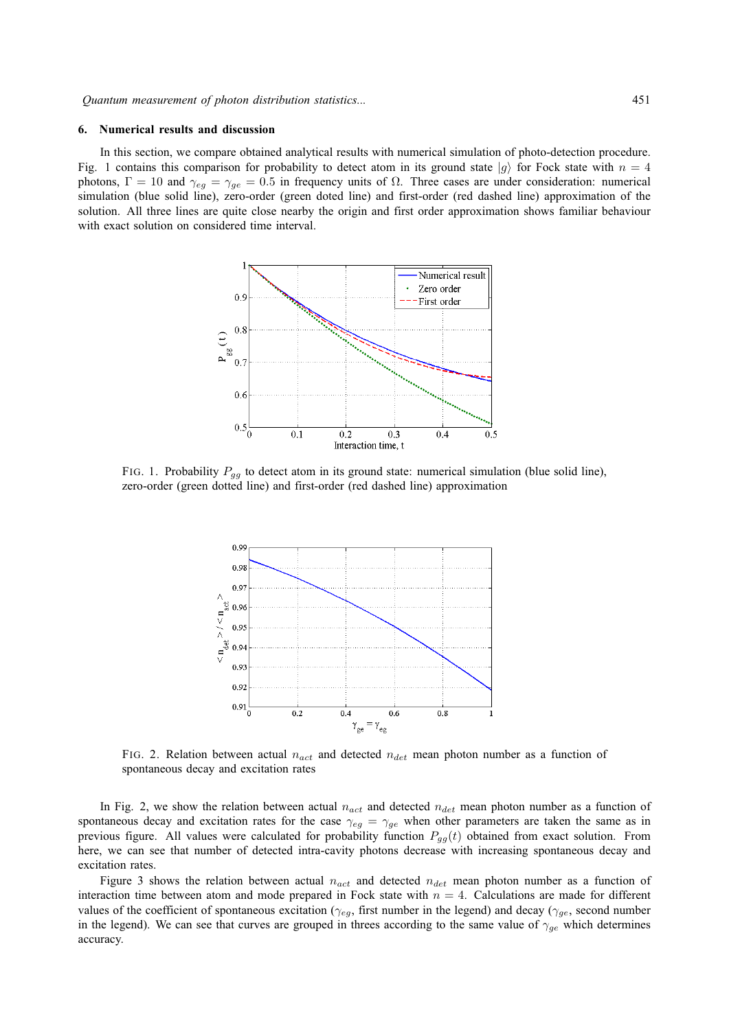### 6. Numerical results and discussion

In this section, we compare obtained analytical results with numerical simulation of photo-detection procedure. Fig. 1 contains this comparison for probability to detect atom in its ground state $|g\rangle$ for Fock state with $n = 4$ photons, $\Gamma = 10$ and $\gamma_{eg} = \gamma_{ge} = 0.5$ in frequency units of $\Omega$. Three cases are under consideration: numerical simulation (blue solid line), zero-order (green doted line) and first-order (red dashed line) approximation of the solution. All three lines are quite close nearby the origin and first order approximation shows familiar behaviour with exact solution on considered time interval.

FIG. 1. Probability $P_{gg}$ to detect atom in its ground state: numerical simulation (blue solid line), zero-order (green dotted line) and first-order (red dashed line) approximation

FIG. 2. Relation between actual $n_{act}$ and detected $n_{det}$ mean photon number as a function of spontaneous decay and excitation rates

In Fig. 2, we show the relation between actual $n_{act}$ and detected $n_{det}$ mean photon number as a function of spontaneous decay and excitation rates for the case $\gamma_{eg} = \gamma_{ge}$ when other parameters are taken the same as in previous figure. All values were calculated for probability function $P_{gg}(t)$ obtained from exact solution. From here, we can see that number of detected intra-cavity photons decrease with increasing spontaneous decay and excitation rates.

Figure 3 shows the relation between actual $n_{act}$ and detected $n_{det}$ mean photon number as a function of interaction time between atom and mode prepared in Fock state with $n = 4$. Calculations are made for different values of the coefficient of spontaneous excitation ($\gamma_{eg}$, first number in the legend) and decay ($\gamma_{ge}$, second number in the legend). We can see that curves are grouped in threes according to the same value of $\gamma_{ge}$ which determines accuracy.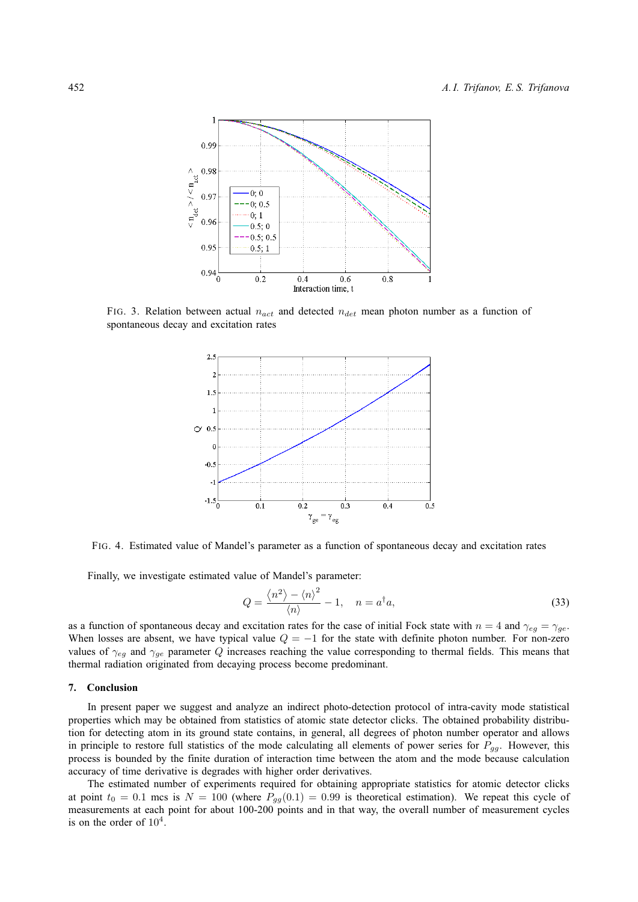FIG. 3. Relation between actual $n_{act}$ and detected $n_{det}$ mean photon number as a function of spontaneous decay and excitation rates

FIG. 4. Estimated value of Mandel's parameter as a function of spontaneous decay and excitation rates

Finally, we investigate estimated value of Mandel's parameter:

$$Q = \frac{\langle n^2 \rangle - \langle n \rangle^2}{\langle n \rangle} - 1, \quad n = a^\dagger a, \tag{33}$$

as a function of spontaneous decay and excitation rates for the case of initial Fock state with $n = 4$ and $\gamma_{eg} = \gamma_{ge}$. When losses are absent, we have typical value $Q = -1$ for the state with definite photon number. For non-zero values of $\gamma_{eg}$ and $\gamma_{ge}$ parameter $Q$ increases reaching the value corresponding to thermal fields. This means that thermal radiation originated from decaying process become predominant.

## 7. Conclusion

In present paper we suggest and analyze an indirect photo-detection protocol of intra-cavity mode statistical properties which may be obtained from statistics of atomic state detector clicks. The obtained probability distribution for detecting atom in its ground state contains, in general, all degrees of photon number operator and allows in principle to restore full statistics of the mode calculating all elements of power series for $P_{gg}$. However, this process is bounded by the finite duration of interaction time between the atom and the mode because calculation accuracy of time derivative is degrades with higher order derivatives.

The estimated number of experiments required for obtaining appropriate statistics for atomic detector clicks at point $t_0 = 0.1$ mcs is $N = 100$ (where $P_{gg}(0.1) = 0.99$ is theoretical estimation). We repeat this cycle of measurements at each point for about 100-200 points and in that way, the overall number of measurement cycles is on the order of $10^4$.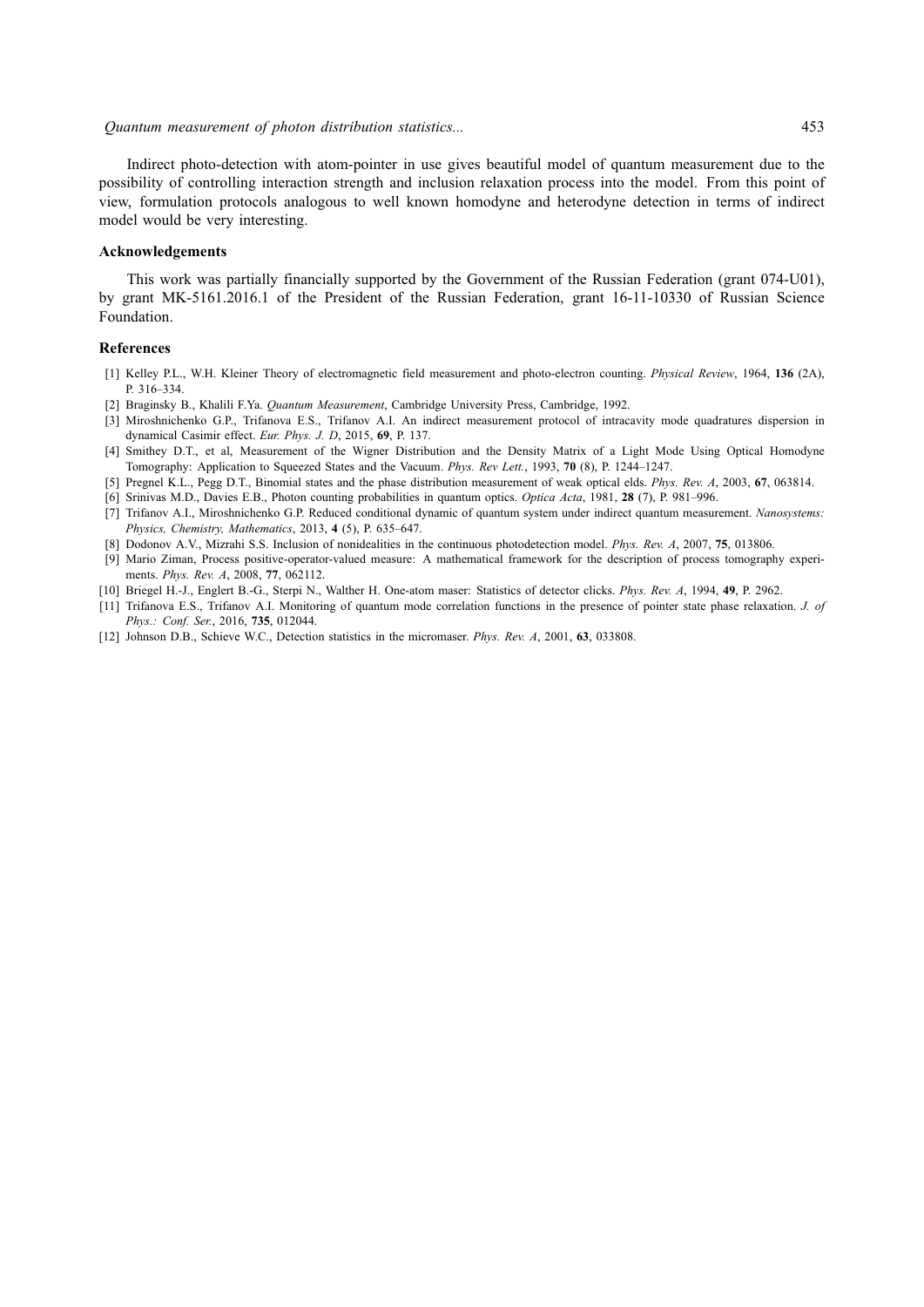Indirect photo-detection with atom-pointer in use gives beautiful model of quantum measurement due to the possibility of controlling interaction strength and inclusion relaxation process into the model. From this point of view, formulation protocols analogous to well known homodyne and heterodyne detection in terms of indirect model would be very interesting.

### Acknowledgements

This work was partially financially supported by the Government of the Russian Federation (grant 074-U01), by grant MK-5161.2016.1 of the President of the Russian Federation, grant 16-11-10330 of Russian Science Foundation.

### References

[1] Kelley P.L., W.H. Kleiner Theory of electromagnetic field measurement and photo-electron counting. *Physical Review*, 1964, **136** (2A), P. 316–334.

[2] Braginsky B., Khalili F.Ya. *Quantum Measurement*, Cambridge University Press, Cambridge, 1992.

[3] Miroshnichenko G.P., Trifanova E.S., Trifanov A.I. An indirect measurement protocol of intracavity mode quadratures dispersion in dynamical Casimir effect. *Eur. Phys. J. D*, 2015, **69**, P. 137.

[4] Smithey D.T., et al, Measurement of the Wigner Distribution and the Density Matrix of a Light Mode Using Optical Homodyne Tomography: Application to Squeezed States and the Vacuum. *Phys. Rev Lett.*, 1993, **70** (8), P. 1244–1247.

[5] Pregnel K.L., Pegg D.T., Binomial states and the phase distribution measurement of weak optical elds. *Phys. Rev. A*, 2003, **67**, 063814.

[6] Srinivas M.D., Davies E.B., Photon counting probabilities in quantum optics. *Optica Acta*, 1981, **28** (7), P. 981–996.

[7] Trifanov A.I., Miroshnichenko G.P. Reduced conditional dynamic of quantum system under indirect quantum measurement. *Nanosystems: Physics, Chemistry, Mathematics*, 2013, **4** (5), P. 635–647.

[8] Dodonov A.V., Mizrahi S.S. Inclusion of nonidealities in the continuous photodetection model. *Phys. Rev. A*, 2007, **75**, 013806.

[9] Mario Ziman, Process positive-operator-valued measure: A mathematical framework for the description of process tomography experiments. *Phys. Rev. A*, 2008, **77**, 062112.

[10] Briegel H.-J., Englert B.-G., Sterpi N., Walther H. One-atom maser: Statistics of detector clicks. *Phys. Rev. A*, 1994, **49**, P. 2962.

[11] Trifanova E.S., Trifanov A.I. Monitoring of quantum mode correlation functions in the presence of pointer state phase relaxation. *J. of Phys.: Conf. Ser.*, 2016, **735**, 012044.

[12] Johnson D.B., Schieve W.C., Detection statistics in the micromaser. *Phys. Rev. A*, 2001, **63**, 033808.